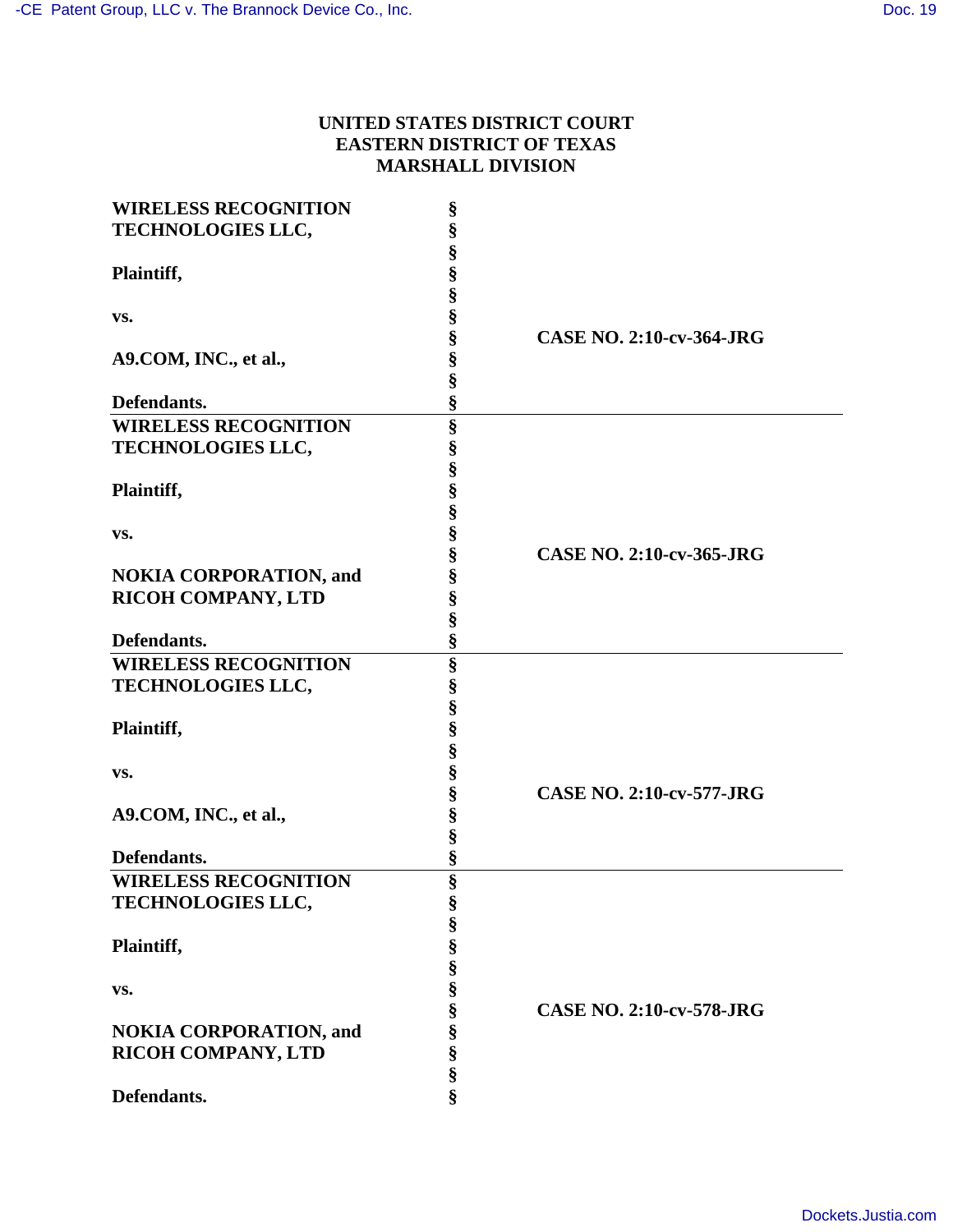**UNITED STATES DISTRICT COURT**
**EASTERN DISTRICT OF TEXAS**
**MARSHALL DIVISION**

| | | |
|---|---|---|
| **WIRELESS RECOGNITION TECHNOLOGIES LLC,**<br><br>**Plaintiff,**<br><br>**vs.**<br><br>**A9.COM, INC., et al.,**<br><br>**Defendants.** | §<br>§<br>§<br>§<br>§<br>§<br>§<br>§<br>§<br>§ | **CASE NO. 2:10-cv-364-JRG** |
| **WIRELESS RECOGNITION TECHNOLOGIES LLC,**<br><br>**Plaintiff,**<br><br>**vs.**<br><br>**NOKIA CORPORATION, and RICOH COMPANY, LTD**<br><br>**Defendants.** | §<br>§<br>§<br>§<br>§<br>§<br>§<br>§<br>§<br>§<br>§ | **CASE NO. 2:10-cv-365-JRG** |
| **WIRELESS RECOGNITION TECHNOLOGIES LLC,**<br><br>**Plaintiff,**<br><br>**vs.**<br><br>**A9.COM, INC., et al.,**<br><br>**Defendants.** | §<br>§<br>§<br>§<br>§<br>§<br>§<br>§<br>§<br>§ | **CASE NO. 2:10-cv-577-JRG** |
| **WIRELESS RECOGNITION TECHNOLOGIES LLC,**<br><br>**Plaintiff,**<br><br>**vs.**<br><br>**NOKIA CORPORATION, and RICOH COMPANY, LTD**<br><br>**Defendants.** | §<br>§<br>§<br>§<br>§<br>§<br>§<br>§<br>§<br>§<br>§ | **CASE NO. 2:10-cv-578-JRG** |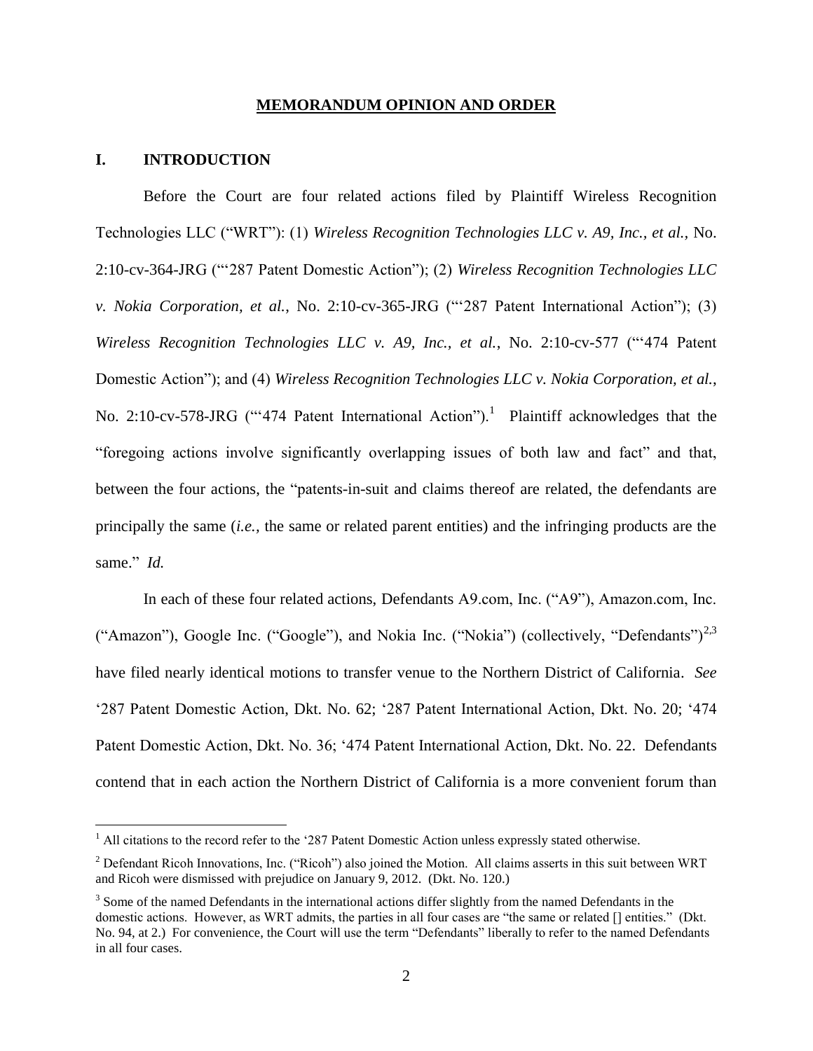**MEMORANDUM OPINION AND ORDER**

## I. INTRODUCTION

Before the Court are four related actions filed by Plaintiff Wireless Recognition Technologies LLC ("WRT"): (1) *Wireless Recognition Technologies LLC v. A9, Inc., et al.*, No. 2:10-cv-364-JRG ("'287 Patent Domestic Action"); (2) *Wireless Recognition Technologies LLC v. Nokia Corporation, et al.*, No. 2:10-cv-365-JRG ("'287 Patent International Action"); (3) *Wireless Recognition Technologies LLC v. A9, Inc., et al.*, No. 2:10-cv-577 ("'474 Patent Domestic Action"); and (4) *Wireless Recognition Technologies LLC v. Nokia Corporation, et al.*, No. 2:10-cv-578-JRG ("'474 Patent International Action").[1] Plaintiff acknowledges that the "foregoing actions involve significantly overlapping issues of both law and fact" and that, between the four actions, the "patents-in-suit and claims thereof are related, the defendants are principally the same (*i.e.*, the same or related parent entities) and the infringing products are the same." *Id.*

In each of these four related actions, Defendants A9.com, Inc. ("A9"), Amazon.com, Inc. ("Amazon"), Google Inc. ("Google"), and Nokia Inc. ("Nokia") (collectively, "Defendants")[2,3] have filed nearly identical motions to transfer venue to the Northern District of California. *See* '287 Patent Domestic Action, Dkt. No. 62; '287 Patent International Action, Dkt. No. 20; '474 Patent Domestic Action, Dkt. No. 36; '474 Patent International Action, Dkt. No. 22. Defendants contend that in each action the Northern District of California is a more convenient forum than

---

[1] All citations to the record refer to the '287 Patent Domestic Action unless expressly stated otherwise.

[2] Defendant Ricoh Innovations, Inc. ("Ricoh") also joined the Motion. All claims asserts in this suit between WRT and Ricoh were dismissed with prejudice on January 9, 2012. (Dkt. No. 120.)

[3] Some of the named Defendants in the international actions differ slightly from the named Defendants in the domestic actions. However, as WRT admits, the parties in all four cases are "the same or related [] entities." (Dkt. No. 94, at 2.) For convenience, the Court will use the term "Defendants" liberally to refer to the named Defendants in all four cases.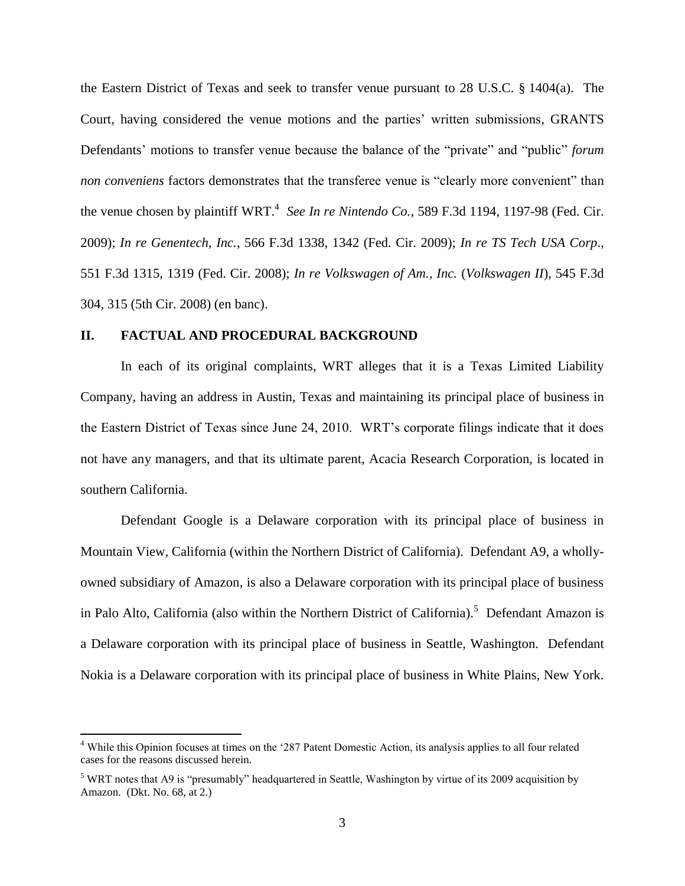the Eastern District of Texas and seek to transfer venue pursuant to 28 U.S.C. § 1404(a). The Court, having considered the venue motions and the parties' written submissions, GRANTS Defendants' motions to transfer venue because the balance of the "private" and "public" *forum non conveniens* factors demonstrates that the transferee venue is "clearly more convenient" than the venue chosen by plaintiff WRT.[4] *See In re Nintendo Co.*, 589 F.3d 1194, 1197-98 (Fed. Cir. 2009); *In re Genentech, Inc.*, 566 F.3d 1338, 1342 (Fed. Cir. 2009); *In re TS Tech USA Corp*., 551 F.3d 1315, 1319 (Fed. Cir. 2008); *In re Volkswagen of Am., Inc.* (*Volkswagen II*), 545 F.3d 304, 315 (5th Cir. 2008) (en banc).

## II. FACTUAL AND PROCEDURAL BACKGROUND

In each of its original complaints, WRT alleges that it is a Texas Limited Liability Company, having an address in Austin, Texas and maintaining its principal place of business in the Eastern District of Texas since June 24, 2010. WRT's corporate filings indicate that it does not have any managers, and that its ultimate parent, Acacia Research Corporation, is located in southern California.

Defendant Google is a Delaware corporation with its principal place of business in Mountain View, California (within the Northern District of California). Defendant A9, a wholly-owned subsidiary of Amazon, is also a Delaware corporation with its principal place of business in Palo Alto, California (also within the Northern District of California).[5] Defendant Amazon is a Delaware corporation with its principal place of business in Seattle, Washington. Defendant Nokia is a Delaware corporation with its principal place of business in White Plains, New York.

---

[4] While this Opinion focuses at times on the '287 Patent Domestic Action, its analysis applies to all four related cases for the reasons discussed herein.

[5] WRT notes that A9 is "presumably" headquartered in Seattle, Washington by virtue of its 2009 acquisition by Amazon. (Dkt. No. 68, at 2.)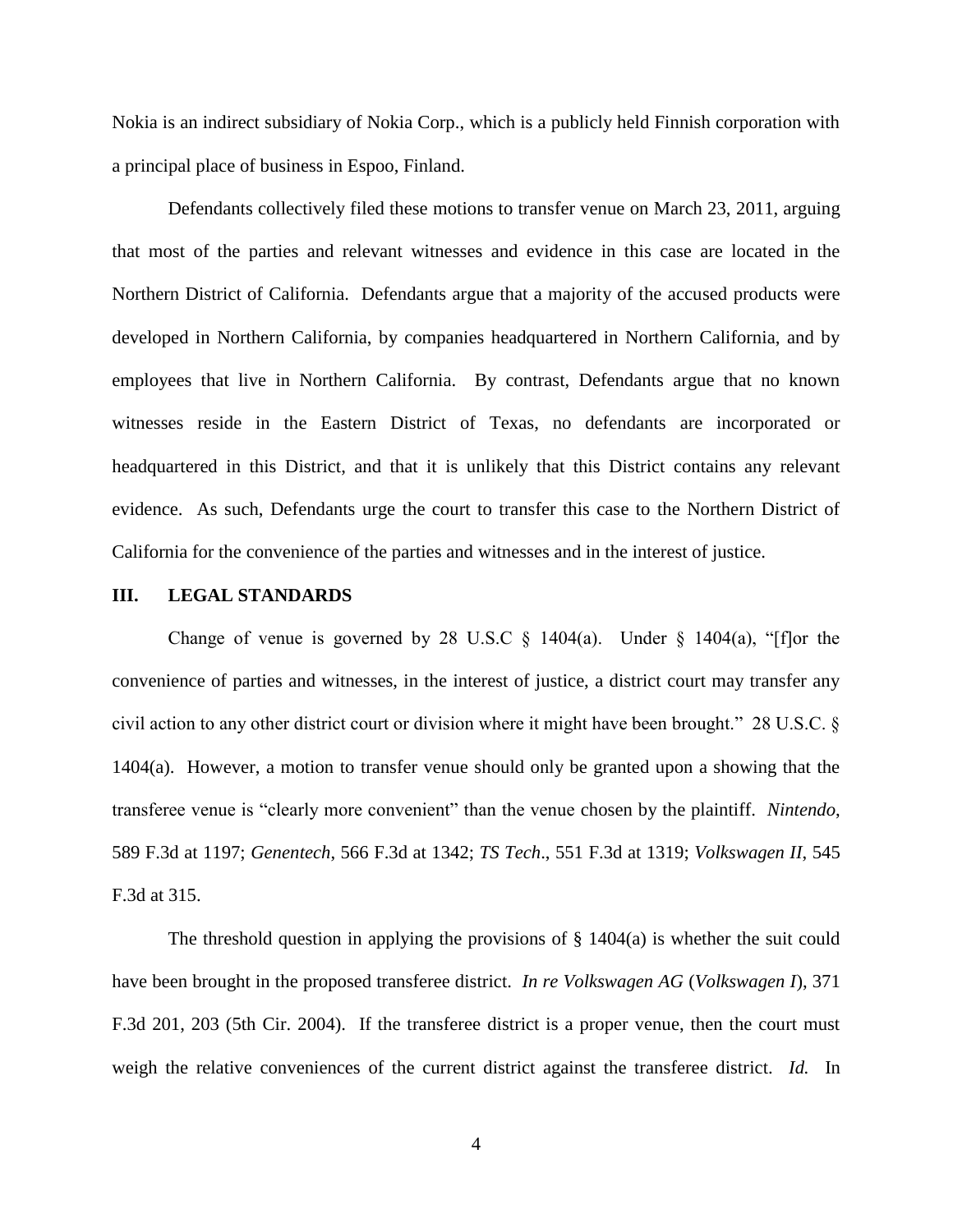Nokia is an indirect subsidiary of Nokia Corp., which is a publicly held Finnish corporation with a principal place of business in Espoo, Finland.

Defendants collectively filed these motions to transfer venue on March 23, 2011, arguing that most of the parties and relevant witnesses and evidence in this case are located in the Northern District of California. Defendants argue that a majority of the accused products were developed in Northern California, by companies headquartered in Northern California, and by employees that live in Northern California. By contrast, Defendants argue that no known witnesses reside in the Eastern District of Texas, no defendants are incorporated or headquartered in this District, and that it is unlikely that this District contains any relevant evidence. As such, Defendants urge the court to transfer this case to the Northern District of California for the convenience of the parties and witnesses and in the interest of justice.

## III. LEGAL STANDARDS

Change of venue is governed by 28 U.S.C § 1404(a). Under § 1404(a), "[f]or the convenience of parties and witnesses, in the interest of justice, a district court may transfer any civil action to any other district court or division where it might have been brought." 28 U.S.C. § 1404(a). However, a motion to transfer venue should only be granted upon a showing that the transferee venue is "clearly more convenient" than the venue chosen by the plaintiff. *Nintendo*, 589 F.3d at 1197; *Genentech*, 566 F.3d at 1342; *TS Tech*., 551 F.3d at 1319; *Volkswagen II*, 545 F.3d at 315.

The threshold question in applying the provisions of § 1404(a) is whether the suit could have been brought in the proposed transferee district. *In re Volkswagen AG* (*Volkswagen I*), 371 F.3d 201, 203 (5th Cir. 2004). If the transferee district is a proper venue, then the court must weigh the relative conveniences of the current district against the transferee district. *Id.* In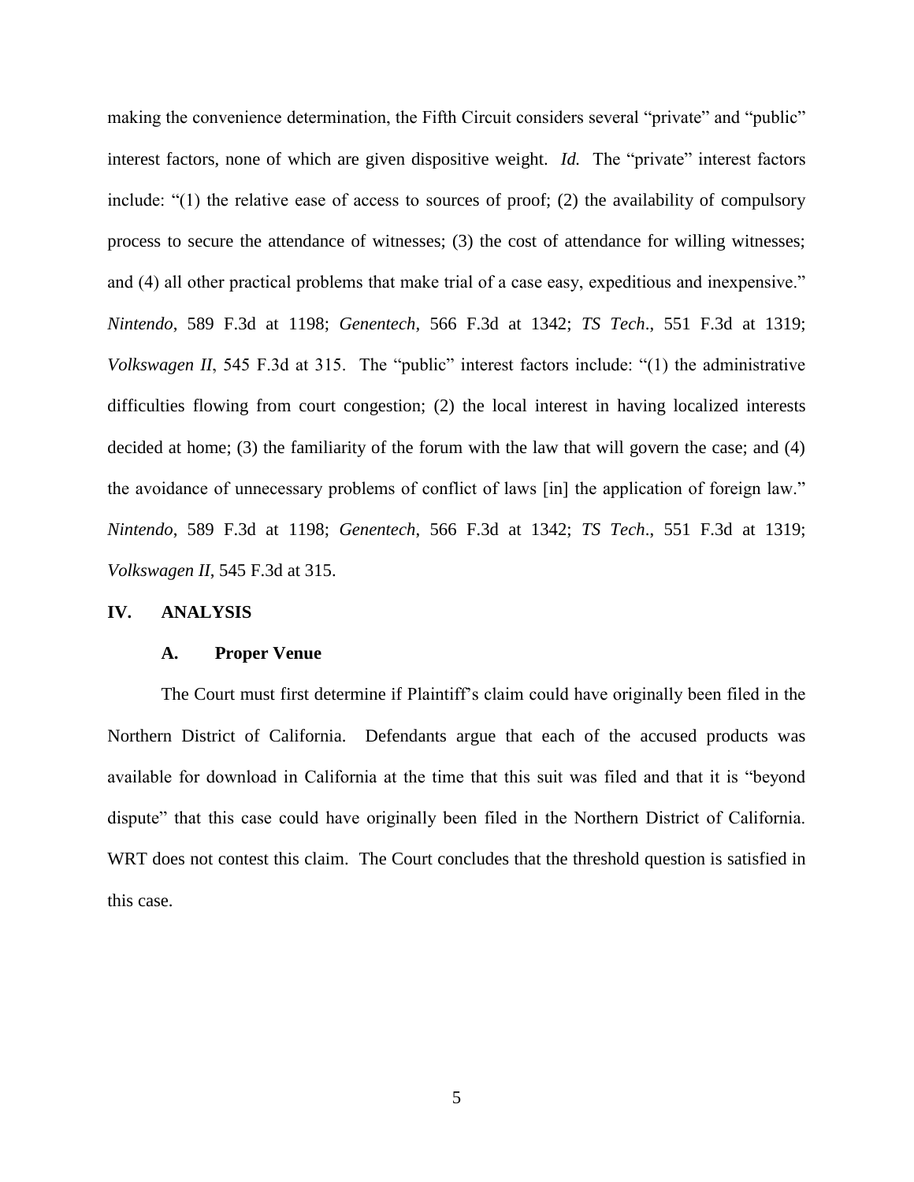making the convenience determination, the Fifth Circuit considers several "private" and "public" interest factors, none of which are given dispositive weight. *Id.* The "private" interest factors include: "(1) the relative ease of access to sources of proof; (2) the availability of compulsory process to secure the attendance of witnesses; (3) the cost of attendance for willing witnesses; and (4) all other practical problems that make trial of a case easy, expeditious and inexpensive." *Nintendo*, 589 F.3d at 1198; *Genentech*, 566 F.3d at 1342; *TS Tech*., 551 F.3d at 1319; *Volkswagen II*, 545 F.3d at 315. The "public" interest factors include: "(1) the administrative difficulties flowing from court congestion; (2) the local interest in having localized interests decided at home; (3) the familiarity of the forum with the law that will govern the case; and (4) the avoidance of unnecessary problems of conflict of laws [in] the application of foreign law." *Nintendo*, 589 F.3d at 1198; *Genentech*, 566 F.3d at 1342; *TS Tech*., 551 F.3d at 1319; *Volkswagen II*, 545 F.3d at 315.

## IV. ANALYSIS

### A. Proper Venue

The Court must first determine if Plaintiff's claim could have originally been filed in the Northern District of California. Defendants argue that each of the accused products was available for download in California at the time that this suit was filed and that it is "beyond dispute" that this case could have originally been filed in the Northern District of California. WRT does not contest this claim. The Court concludes that the threshold question is satisfied in this case.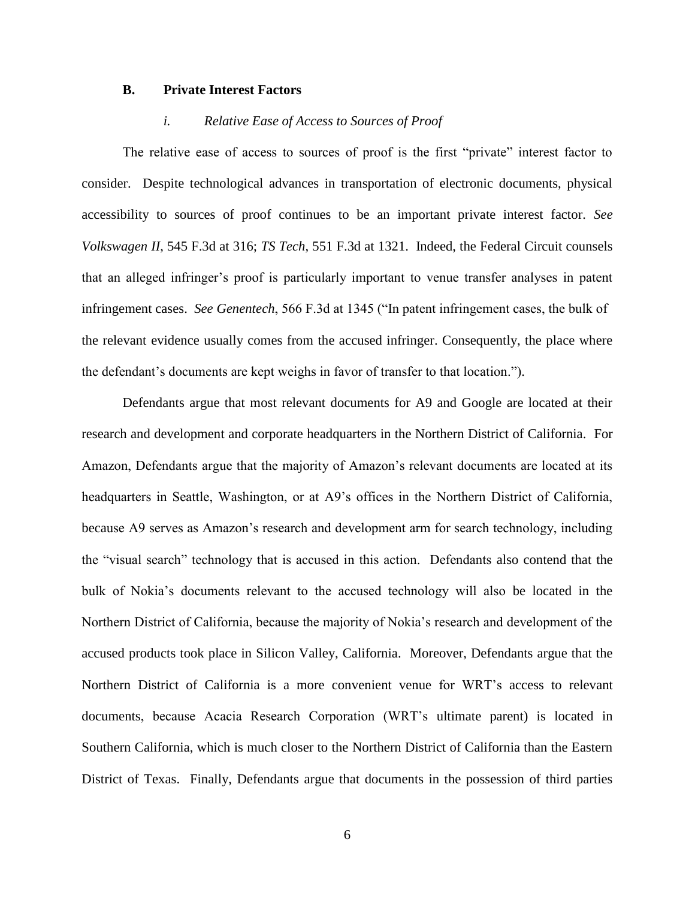### B. Private Interest Factors

#### *i. Relative Ease of Access to Sources of Proof*

The relative ease of access to sources of proof is the first "private" interest factor to consider. Despite technological advances in transportation of electronic documents, physical accessibility to sources of proof continues to be an important private interest factor. *See Volkswagen II*, 545 F.3d at 316; *TS Tech*, 551 F.3d at 1321. Indeed, the Federal Circuit counsels that an alleged infringer's proof is particularly important to venue transfer analyses in patent infringement cases. *See Genentech*, 566 F.3d at 1345 ("In patent infringement cases, the bulk of the relevant evidence usually comes from the accused infringer. Consequently, the place where the defendant's documents are kept weighs in favor of transfer to that location.").

Defendants argue that most relevant documents for A9 and Google are located at their research and development and corporate headquarters in the Northern District of California. For Amazon, Defendants argue that the majority of Amazon's relevant documents are located at its headquarters in Seattle, Washington, or at A9's offices in the Northern District of California, because A9 serves as Amazon's research and development arm for search technology, including the "visual search" technology that is accused in this action. Defendants also contend that the bulk of Nokia's documents relevant to the accused technology will also be located in the Northern District of California, because the majority of Nokia's research and development of the accused products took place in Silicon Valley, California. Moreover, Defendants argue that the Northern District of California is a more convenient venue for WRT's access to relevant documents, because Acacia Research Corporation (WRT's ultimate parent) is located in Southern California, which is much closer to the Northern District of California than the Eastern District of Texas. Finally, Defendants argue that documents in the possession of third parties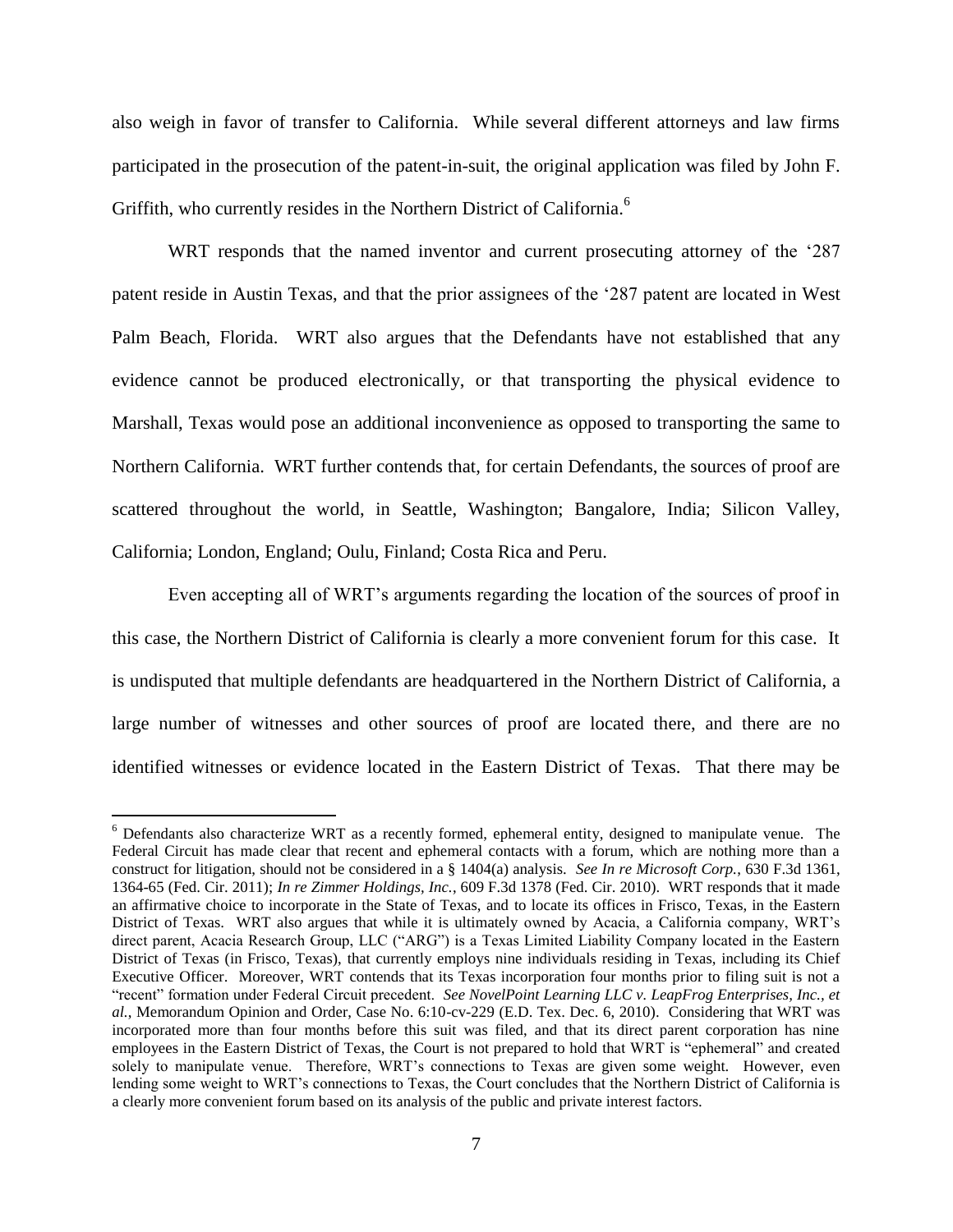also weigh in favor of transfer to California. While several different attorneys and law firms participated in the prosecution of the patent-in-suit, the original application was filed by John F. Griffith, who currently resides in the Northern District of California.[6]

WRT responds that the named inventor and current prosecuting attorney of the '287 patent reside in Austin Texas, and that the prior assignees of the '287 patent are located in West Palm Beach, Florida. WRT also argues that the Defendants have not established that any evidence cannot be produced electronically, or that transporting the physical evidence to Marshall, Texas would pose an additional inconvenience as opposed to transporting the same to Northern California. WRT further contends that, for certain Defendants, the sources of proof are scattered throughout the world, in Seattle, Washington; Bangalore, India; Silicon Valley, California; London, England; Oulu, Finland; Costa Rica and Peru.

Even accepting all of WRT's arguments regarding the location of the sources of proof in this case, the Northern District of California is clearly a more convenient forum for this case. It is undisputed that multiple defendants are headquartered in the Northern District of California, a large number of witnesses and other sources of proof are located there, and there are no identified witnesses or evidence located in the Eastern District of Texas. That there may be

---

[6] Defendants also characterize WRT as a recently formed, ephemeral entity, designed to manipulate venue. The Federal Circuit has made clear that recent and ephemeral contacts with a forum, which are nothing more than a construct for litigation, should not be considered in a § 1404(a) analysis. *See In re Microsoft Corp.*, 630 F.3d 1361, 1364-65 (Fed. Cir. 2011); *In re Zimmer Holdings, Inc.*, 609 F.3d 1378 (Fed. Cir. 2010). WRT responds that it made an affirmative choice to incorporate in the State of Texas, and to locate its offices in Frisco, Texas, in the Eastern District of Texas. WRT also argues that while it is ultimately owned by Acacia, a California company, WRT's direct parent, Acacia Research Group, LLC ("ARG") is a Texas Limited Liability Company located in the Eastern District of Texas (in Frisco, Texas), that currently employs nine individuals residing in Texas, including its Chief Executive Officer. Moreover, WRT contends that its Texas incorporation four months prior to filing suit is not a "recent" formation under Federal Circuit precedent. *See NovelPoint Learning LLC v. LeapFrog Enterprises, Inc., et al.*, Memorandum Opinion and Order, Case No. 6:10-cv-229 (E.D. Tex. Dec. 6, 2010). Considering that WRT was incorporated more than four months before this suit was filed, and that its direct parent corporation has nine employees in the Eastern District of Texas, the Court is not prepared to hold that WRT is "ephemeral" and created solely to manipulate venue. Therefore, WRT's connections to Texas are given some weight. However, even lending some weight to WRT's connections to Texas, the Court concludes that the Northern District of California is a clearly more convenient forum based on its analysis of the public and private interest factors.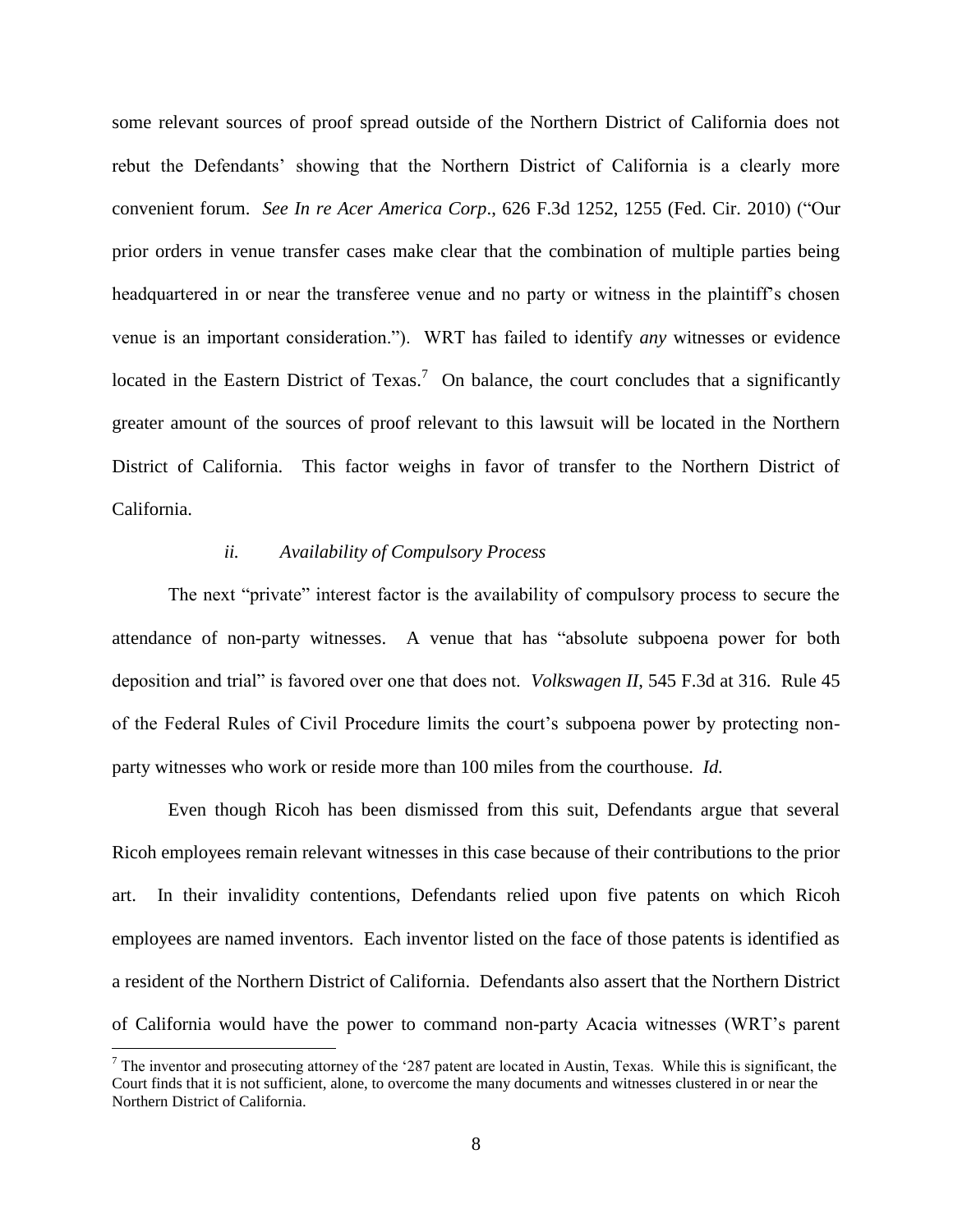some relevant sources of proof spread outside of the Northern District of California does not rebut the Defendants' showing that the Northern District of California is a clearly more convenient forum. *See In re Acer America Corp*., 626 F.3d 1252, 1255 (Fed. Cir. 2010) ("Our prior orders in venue transfer cases make clear that the combination of multiple parties being headquartered in or near the transferee venue and no party or witness in the plaintiff's chosen venue is an important consideration."). WRT has failed to identify *any* witnesses or evidence located in the Eastern District of Texas.[7] On balance, the court concludes that a significantly greater amount of the sources of proof relevant to this lawsuit will be located in the Northern District of California. This factor weighs in favor of transfer to the Northern District of California.

#### *ii. Availability of Compulsory Process*

The next "private" interest factor is the availability of compulsory process to secure the attendance of non-party witnesses. A venue that has "absolute subpoena power for both deposition and trial" is favored over one that does not. *Volkswagen II*, 545 F.3d at 316. Rule 45 of the Federal Rules of Civil Procedure limits the court's subpoena power by protecting non-party witnesses who work or reside more than 100 miles from the courthouse. *Id.*

Even though Ricoh has been dismissed from this suit, Defendants argue that several Ricoh employees remain relevant witnesses in this case because of their contributions to the prior art. In their invalidity contentions, Defendants relied upon five patents on which Ricoh employees are named inventors. Each inventor listed on the face of those patents is identified as a resident of the Northern District of California. Defendants also assert that the Northern District of California would have the power to command non-party Acacia witnesses (WRT's parent

---

[7] The inventor and prosecuting attorney of the '287 patent are located in Austin, Texas. While this is significant, the Court finds that it is not sufficient, alone, to overcome the many documents and witnesses clustered in or near the Northern District of California.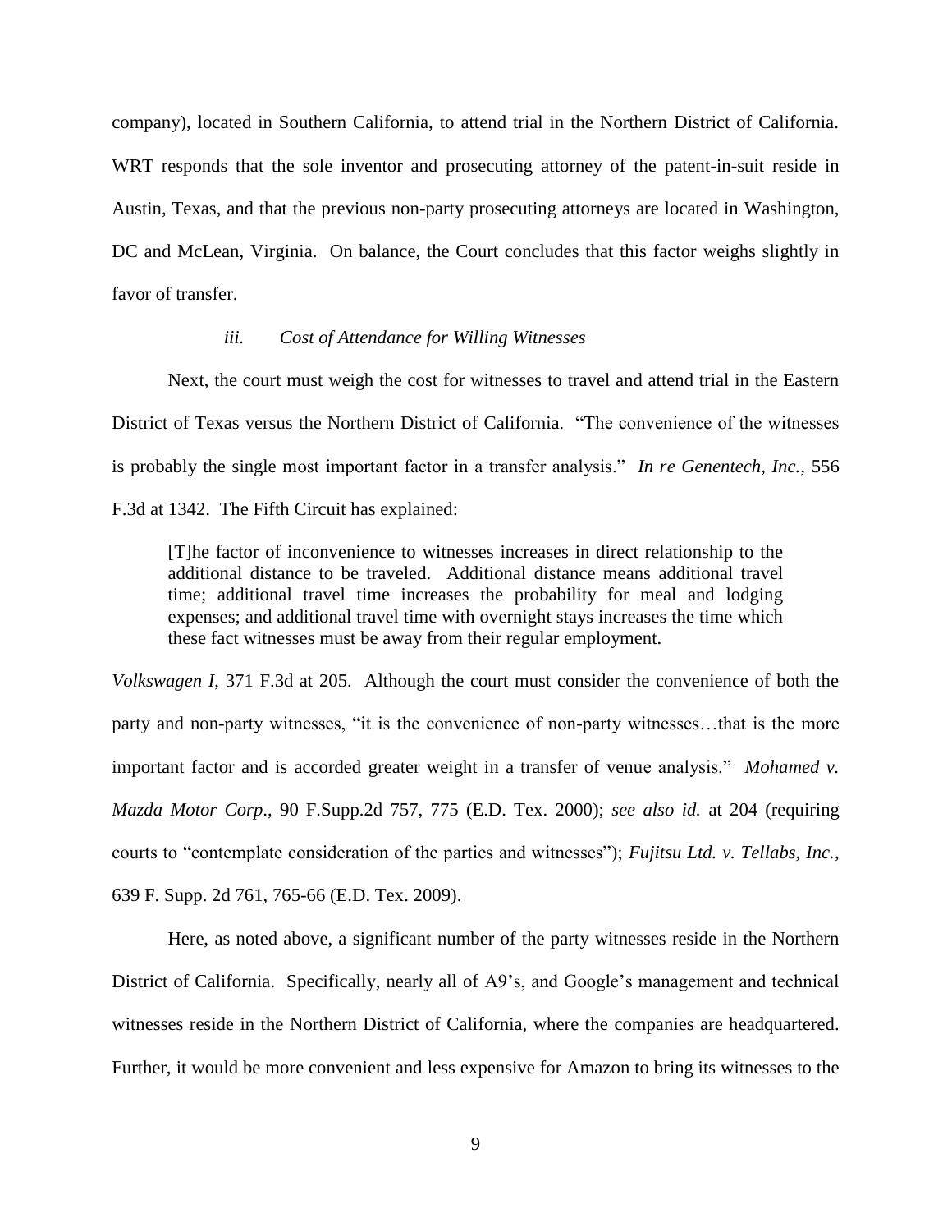company), located in Southern California, to attend trial in the Northern District of California. WRT responds that the sole inventor and prosecuting attorney of the patent-in-suit reside in Austin, Texas, and that the previous non-party prosecuting attorneys are located in Washington, DC and McLean, Virginia. On balance, the Court concludes that this factor weighs slightly in favor of transfer.

*iii. Cost of Attendance for Willing Witnesses*

Next, the court must weigh the cost for witnesses to travel and attend trial in the Eastern District of Texas versus the Northern District of California. "The convenience of the witnesses is probably the single most important factor in a transfer analysis." *In re Genentech, Inc.*, 556 F.3d at 1342. The Fifth Circuit has explained:

> [T]he factor of inconvenience to witnesses increases in direct relationship to the additional distance to be traveled. Additional distance means additional travel time; additional travel time increases the probability for meal and lodging expenses; and additional travel time with overnight stays increases the time which these fact witnesses must be away from their regular employment.

*Volkswagen I*, 371 F.3d at 205. Although the court must consider the convenience of both the party and non-party witnesses, "it is the convenience of non-party witnesses…that is the more important factor and is accorded greater weight in a transfer of venue analysis." *Mohamed v. Mazda Motor Corp.*, 90 F.Supp.2d 757, 775 (E.D. Tex. 2000); *see also id.* at 204 (requiring courts to "contemplate consideration of the parties and witnesses"); *Fujitsu Ltd. v. Tellabs, Inc.*, 639 F. Supp. 2d 761, 765-66 (E.D. Tex. 2009).

Here, as noted above, a significant number of the party witnesses reside in the Northern District of California. Specifically, nearly all of A9's, and Google's management and technical witnesses reside in the Northern District of California, where the companies are headquartered. Further, it would be more convenient and less expensive for Amazon to bring its witnesses to the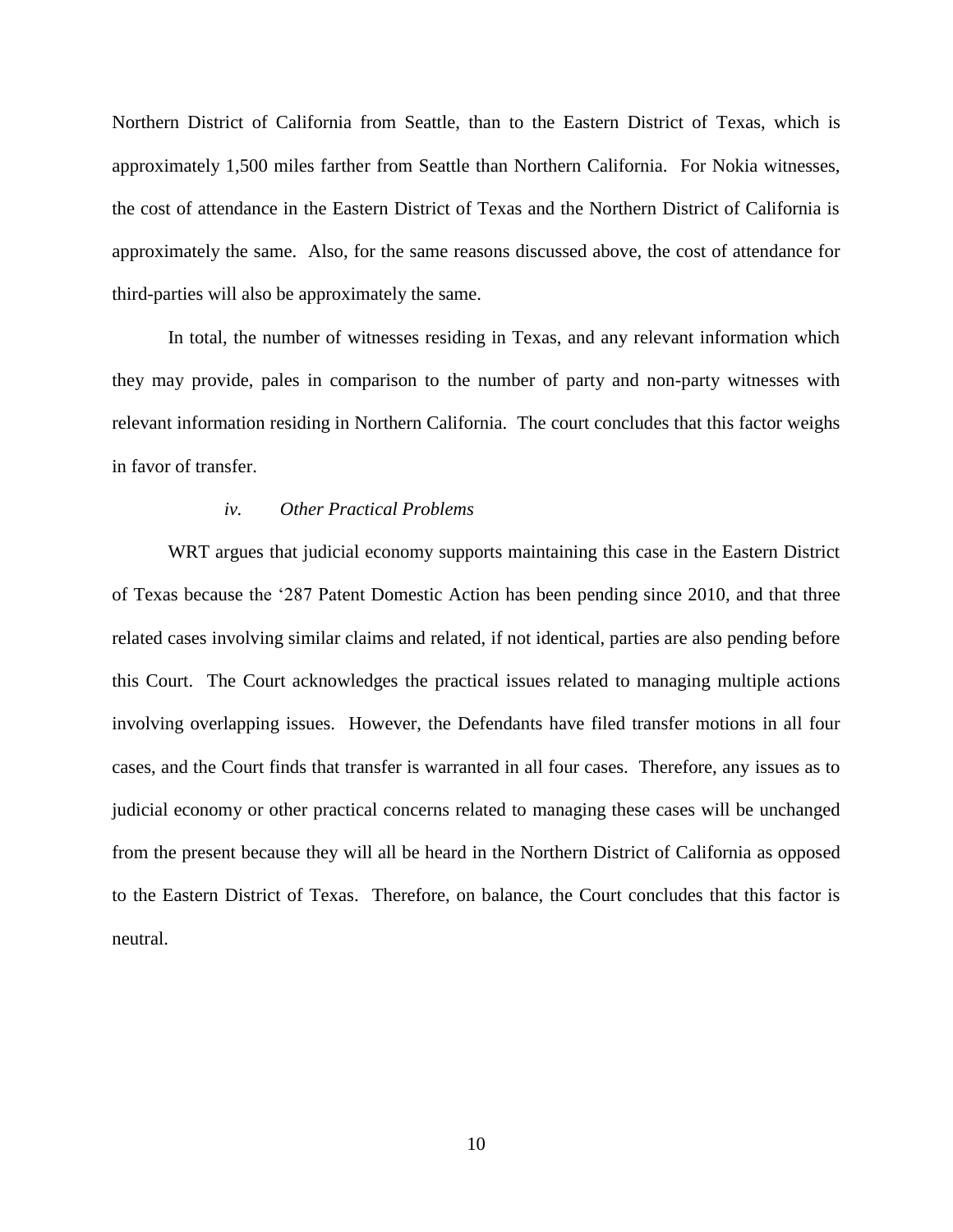Northern District of California from Seattle, than to the Eastern District of Texas, which is approximately 1,500 miles farther from Seattle than Northern California. For Nokia witnesses, the cost of attendance in the Eastern District of Texas and the Northern District of California is approximately the same. Also, for the same reasons discussed above, the cost of attendance for third-parties will also be approximately the same.

In total, the number of witnesses residing in Texas, and any relevant information which they may provide, pales in comparison to the number of party and non-party witnesses with relevant information residing in Northern California. The court concludes that this factor weighs in favor of transfer.

*iv. Other Practical Problems*

WRT argues that judicial economy supports maintaining this case in the Eastern District of Texas because the '287 Patent Domestic Action has been pending since 2010, and that three related cases involving similar claims and related, if not identical, parties are also pending before this Court. The Court acknowledges the practical issues related to managing multiple actions involving overlapping issues. However, the Defendants have filed transfer motions in all four cases, and the Court finds that transfer is warranted in all four cases. Therefore, any issues as to judicial economy or other practical concerns related to managing these cases will be unchanged from the present because they will all be heard in the Northern District of California as opposed to the Eastern District of Texas. Therefore, on balance, the Court concludes that this factor is neutral.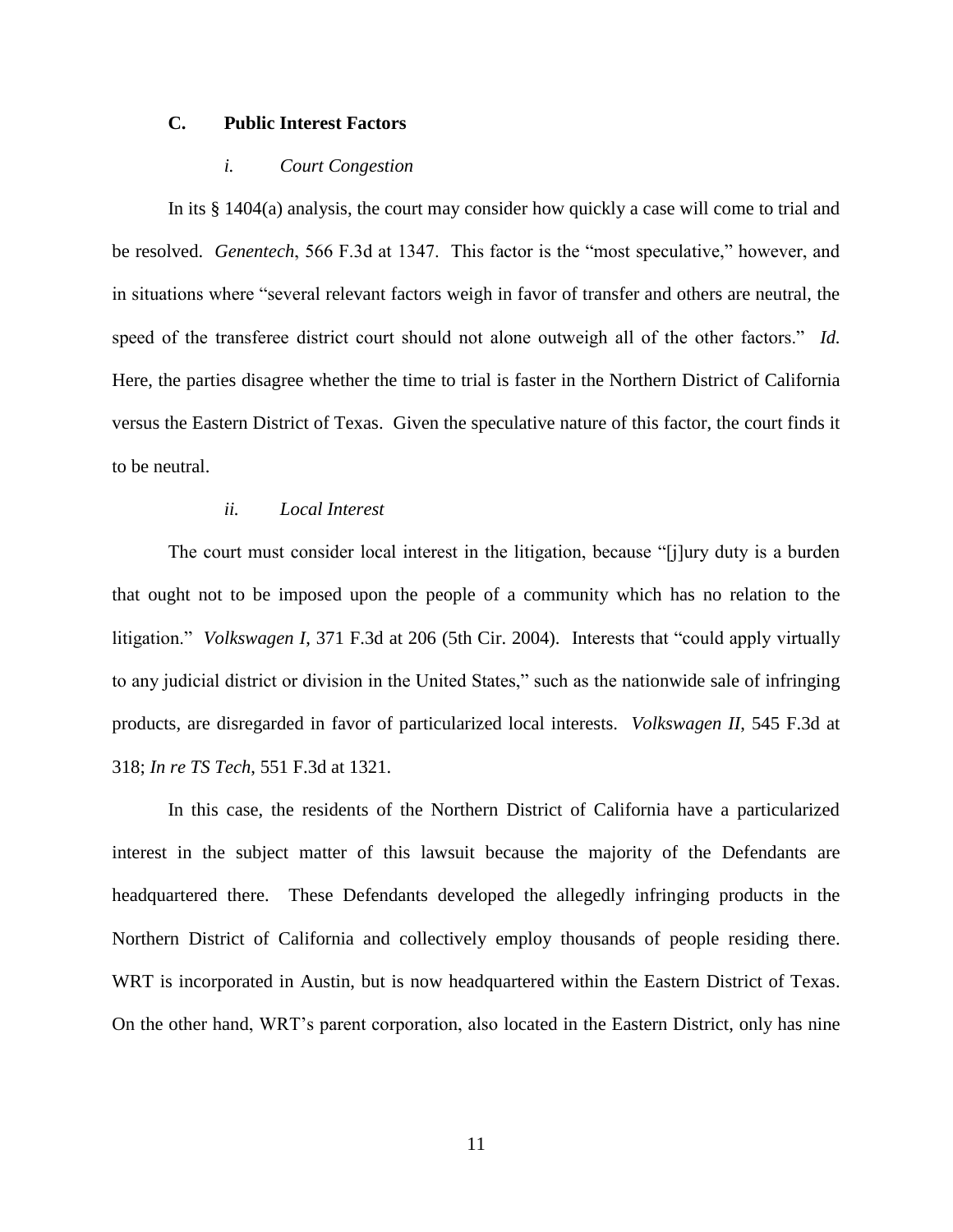### C. Public Interest Factors

#### *i. Court Congestion*

In its § 1404(a) analysis, the court may consider how quickly a case will come to trial and be resolved. *Genentech*, 566 F.3d at 1347. This factor is the "most speculative," however, and in situations where "several relevant factors weigh in favor of transfer and others are neutral, the speed of the transferee district court should not alone outweigh all of the other factors." *Id.* Here, the parties disagree whether the time to trial is faster in the Northern District of California versus the Eastern District of Texas. Given the speculative nature of this factor, the court finds it to be neutral.

#### *ii. Local Interest*

The court must consider local interest in the litigation, because "[j]ury duty is a burden that ought not to be imposed upon the people of a community which has no relation to the litigation." *Volkswagen I*, 371 F.3d at 206 (5th Cir. 2004). Interests that "could apply virtually to any judicial district or division in the United States," such as the nationwide sale of infringing products, are disregarded in favor of particularized local interests. *Volkswagen II*, 545 F.3d at 318; *In re TS Tech*, 551 F.3d at 1321.

In this case, the residents of the Northern District of California have a particularized interest in the subject matter of this lawsuit because the majority of the Defendants are headquartered there. These Defendants developed the allegedly infringing products in the Northern District of California and collectively employ thousands of people residing there. WRT is incorporated in Austin, but is now headquartered within the Eastern District of Texas. On the other hand, WRT's parent corporation, also located in the Eastern District, only has nine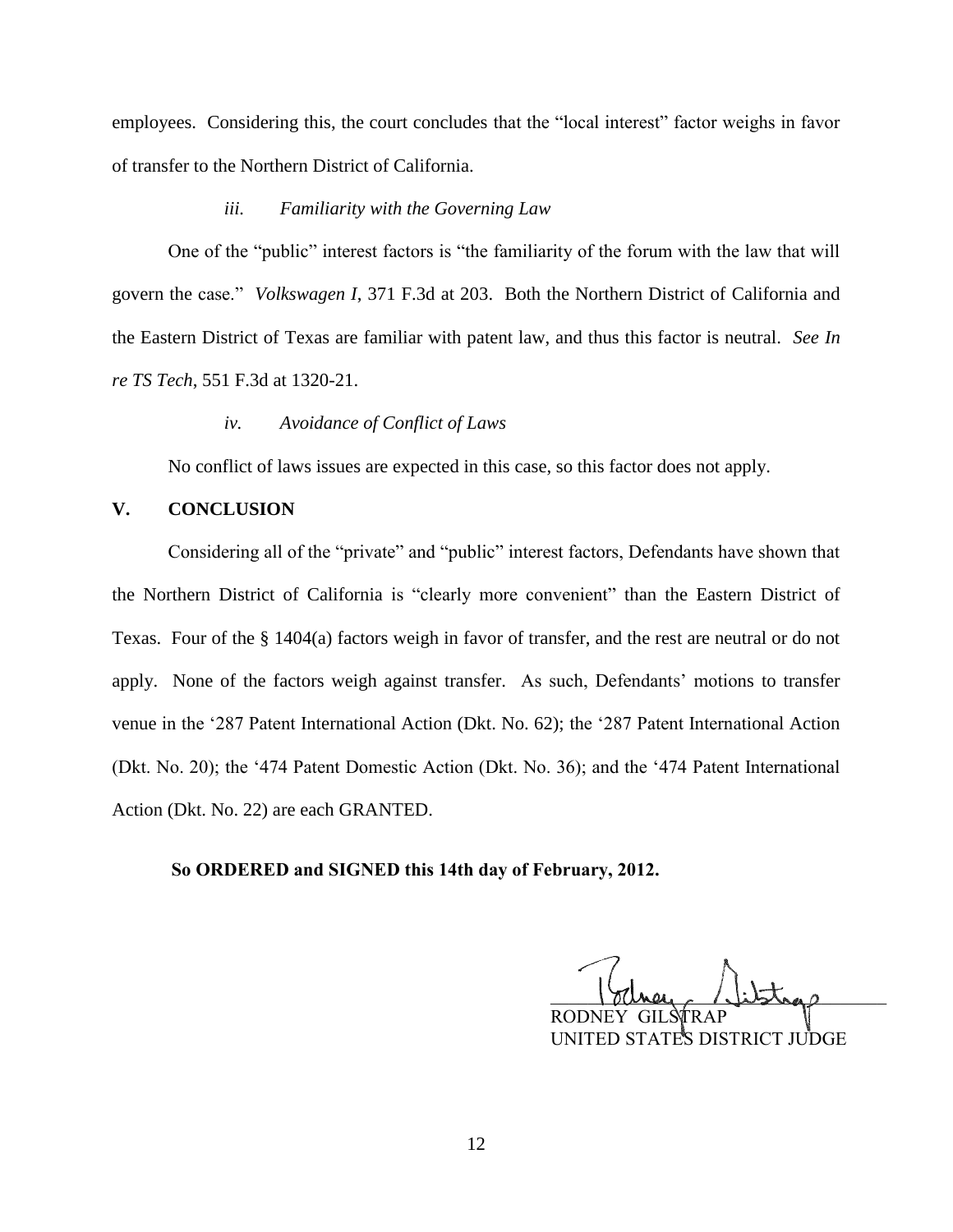employees. Considering this, the court concludes that the "local interest" factor weighs in favor of transfer to the Northern District of California.

*iii. Familiarity with the Governing Law*

One of the "public" interest factors is "the familiarity of the forum with the law that will govern the case." *Volkswagen I*, 371 F.3d at 203. Both the Northern District of California and the Eastern District of Texas are familiar with patent law, and thus this factor is neutral. *See In re TS Tech*, 551 F.3d at 1320-21.

*iv. Avoidance of Conflict of Laws*

No conflict of laws issues are expected in this case, so this factor does not apply.

## V. CONCLUSION

Considering all of the "private" and "public" interest factors, Defendants have shown that the Northern District of California is "clearly more convenient" than the Eastern District of Texas. Four of the § 1404(a) factors weigh in favor of transfer, and the rest are neutral or do not apply. None of the factors weigh against transfer. As such, Defendants' motions to transfer venue in the '287 Patent International Action (Dkt. No. 62); the '287 Patent International Action (Dkt. No. 20); the '474 Patent Domestic Action (Dkt. No. 36); and the '474 Patent International Action (Dkt. No. 22) are each GRANTED.

**So ORDERED and SIGNED this 14th day of February, 2012.**

RODNEY GILSTRAP
UNITED STATES DISTRICT JUDGE